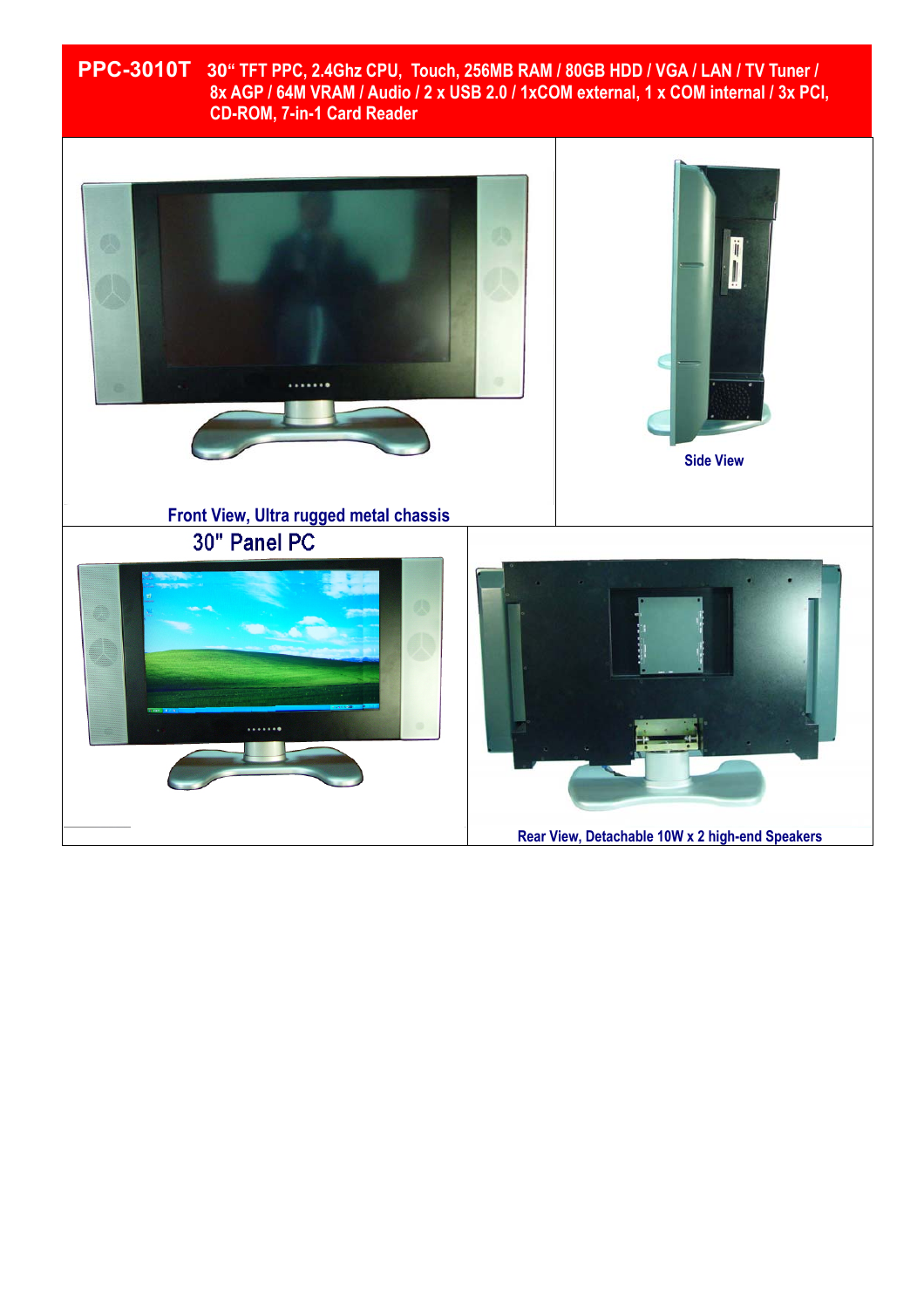# PPC-3010T 30" TFT PPC, 2.4Ghz CPU, Touch, 256MB RAM / 80GB HDD / VGA / LAN / TV Tuner / 8x AGP / 64M VRAM / Audio / 2 x USB 2.0 / 1xCOM external, 1 x COM internal / 3x PCI, CD-ROM, 7-in-1 Card Reader

Front View, Ultra rugged metal chassis

Side View

30" Panel PC

Rear View, Detachable 10W x 2 high-end Speakers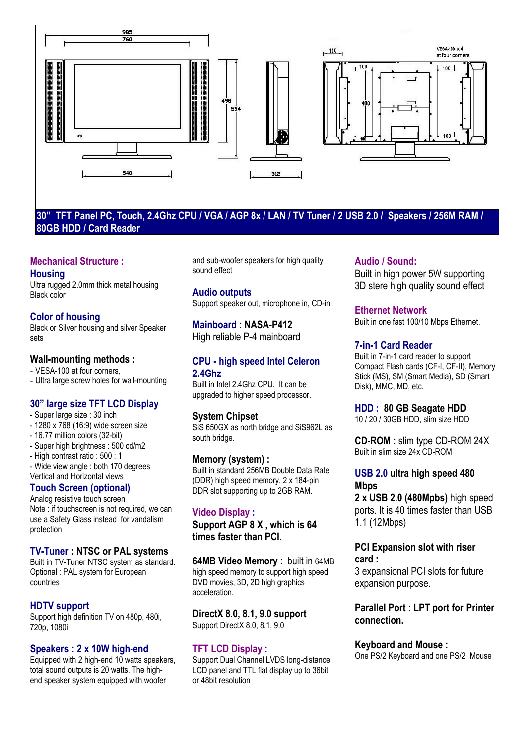**30" TFT Panel PC, Touch, 2.4Ghz CPU / VGA / AGP 8x / LAN / TV Tuner / 2 USB 2.0 / Speakers / 256M RAM / 80GB HDD / Card Reader**

### Mechanical Structure :

#### Housing

Ultra rugged 2.0mm thick metal housing
Black color

#### Color of housing

Black or Silver housing and silver Speaker sets

#### Wall-mounting methods :

- VESA-100 at four corners,
- Ultra large screw holes for wall-mounting

#### 30" large size TFT LCD Display

- Super large size : 30 inch
- 1280 x 768 (16:9) wide screen size
- 16.77 million colors (32-bit)
- Super high brightness : 500 cd/m2
- High contrast ratio : 500 : 1
- Wide view angle : both 170 degrees Vertical and Horizontal views

#### Touch Screen (optional)

Analog resistive touch screen
Note : if touchscreen is not required, we can use a Safety Glass instead for vandalism protection

#### TV-Tuner : NTSC or PAL systems

Built in TV-Tuner NTSC system as standard. Optional : PAL system for European countries

#### HDTV support

Support high definition TV on 480p, 480i, 720p, 1080i

#### Speakers : 2 x 10W high-end

Equipped with 2 high-end 10 watts speakers, total sound outputs is 20 watts. The high-end speaker system equipped with woofer and sub-woofer speakers for high quality sound effect

#### Audio outputs

Support speaker out, microphone in, CD-in

#### Mainboard : NASA-P412

High reliable P-4 mainboard

#### CPU - high speed Intel Celeron 2.4Ghz

Built in Intel 2.4Ghz CPU. It can be upgraded to higher speed processor.

#### System Chipset

SiS 650GX as north bridge and SiS962L as south bridge.

#### Memory (system) :

Built in standard 256MB Double Data Rate (DDR) high speed memory. 2 x 184-pin DDR slot supporting up to 2GB RAM.

#### Video Display :

**Support AGP 8 X , which is 64 times faster than PCI.**

#### 64MB Video Memory : built in 64MB

high speed memory to support high speed DVD movies, 3D, 2D high graphics acceleration.

#### DirectX 8.0, 8.1, 9.0 support

Support DirectX 8.0, 8.1, 9.0

#### TFT LCD Display :

Support Dual Channel LVDS long-distance LCD panel and TTL flat display up to 36bit or 48bit resolution

#### Audio / Sound:

Built in high power 5W supporting 3D stere high quality sound effect

#### Ethernet Network

Built in one fast 100/10 Mbps Ethernet.

#### 7-in-1 Card Reader

Built in 7-in-1 card reader to support Compact Flash cards (CF-I, CF-II), Memory Stick (MS), SM (Smart Media), SD (Smart Disk), MMC, MD, etc.

#### HDD : 80 GB Seagate HDD

10 / 20 / 30GB HDD, slim size HDD

#### CD-ROM : slim type CD-ROM 24X

Built in slim size 24x CD-ROM

#### USB 2.0 ultra high speed 480 Mbps

**2 x USB 2.0 (480Mpbs)** high speed ports. It is 40 times faster than USB 1.1 (12Mbps)

#### PCI Expansion slot with riser card :

3 expansional PCI slots for future expansion purpose.

#### Parallel Port : LPT port for Printer connection.

#### Keyboard and Mouse :

One PS/2 Keyboard and one PS/2 Mouse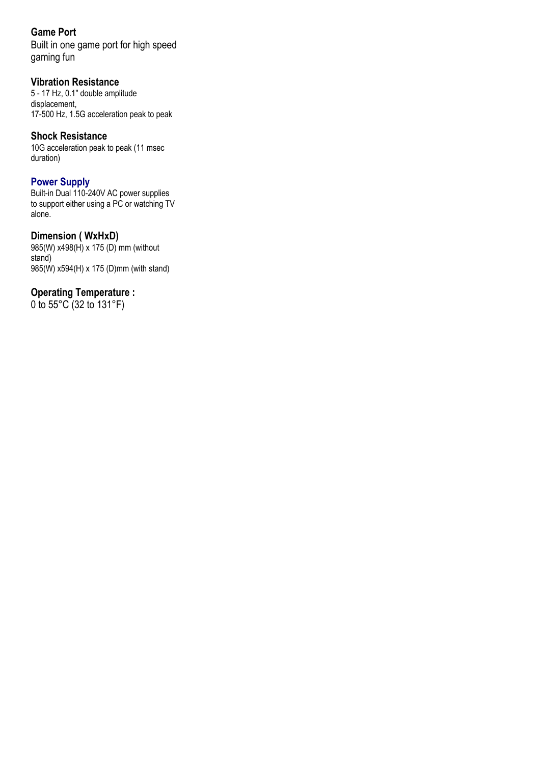**Game Port**
Built in one game port for high speed gaming fun

**Vibration Resistance**
5 - 17 Hz, 0.1" double amplitude displacement,
17-500 Hz, 1.5G acceleration peak to peak

**Shock Resistance**
10G acceleration peak to peak (11 msec duration)

**Power Supply**
Built-in Dual 110-240V AC power supplies to support either using a PC or watching TV alone.

**Dimension ( WxHxD)**
985(W) x498(H) x 175 (D) mm (without stand)
985(W) x594(H) x 175 (D)mm (with stand)

**Operating Temperature :**
0 to 55°C (32 to 131°F)